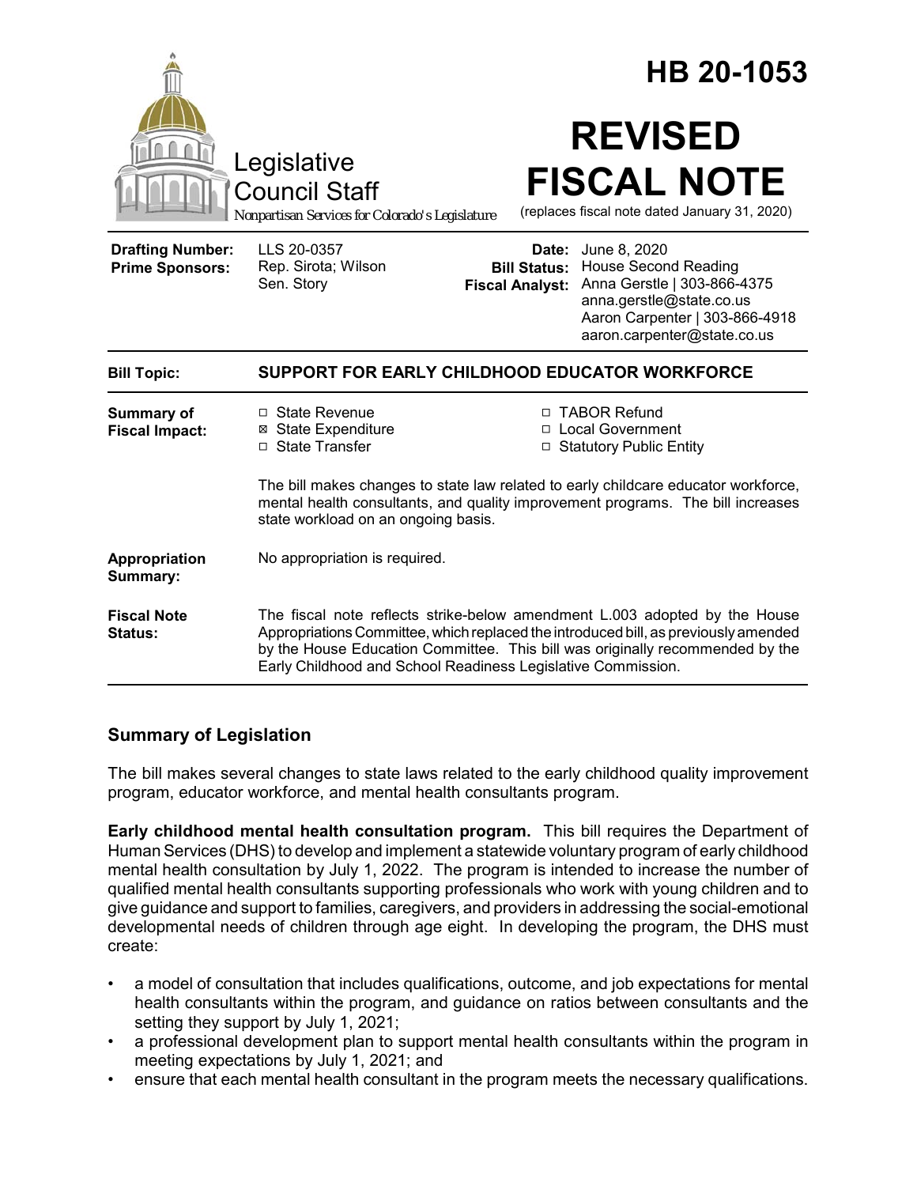# HB 20-1053

Legislative Council Staff

*Nonpartisan Services for Colorado's Legislature*

# REVISED FISCAL NOTE

(replaces fiscal note dated January 31, 2020)

| | | | |
|---|---|---|---|
| **Drafting Number:** | LLS 20-0357 | **Date:** | June 8, 2020 |
| **Prime Sponsors:** | Rep. Sirota; Wilson<br>Sen. Story | **Bill Status:** | House Second Reading |
| | | **Fiscal Analyst:** | Anna Gerstle \| 303-866-4375<br>anna.gerstle@state.co.us<br>Aaron Carpenter \| 303-866-4918<br>aaron.carpenter@state.co.us |

| | |
|---|---|
| **Bill Topic:** | **SUPPORT FOR EARLY CHILDHOOD EDUCATOR WORKFORCE** |
| **Summary of Fiscal Impact:** | ☐ State Revenue<br>☒ State Expenditure<br>☐ State Transfer<br>☐ TABOR Refund<br>☐ Local Government<br>☐ Statutory Public Entity<br><br>The bill makes changes to state law related to early childcare educator workforce, mental health consultants, and quality improvement programs. The bill increases state workload on an ongoing basis. |
| **Appropriation Summary:** | No appropriation is required. |
| **Fiscal Note Status:** | The fiscal note reflects strike-below amendment L.003 adopted by the House Appropriations Committee, which replaced the introduced bill, as previously amended by the House Education Committee. This bill was originally recommended by the Early Childhood and School Readiness Legislative Commission. |

## Summary of Legislation

The bill makes several changes to state laws related to the early childhood quality improvement program, educator workforce, and mental health consultants program.

**Early childhood mental health consultation program.** This bill requires the Department of Human Services (DHS) to develop and implement a statewide voluntary program of early childhood mental health consultation by July 1, 2022. The program is intended to increase the number of qualified mental health consultants supporting professionals who work with young children and to give guidance and support to families, caregivers, and providers in addressing the social-emotional developmental needs of children through age eight. In developing the program, the DHS must create:

- a model of consultation that includes qualifications, outcome, and job expectations for mental health consultants within the program, and guidance on ratios between consultants and the setting they support by July 1, 2021;
- a professional development plan to support mental health consultants within the program in meeting expectations by July 1, 2021; and
- ensure that each mental health consultant in the program meets the necessary qualifications.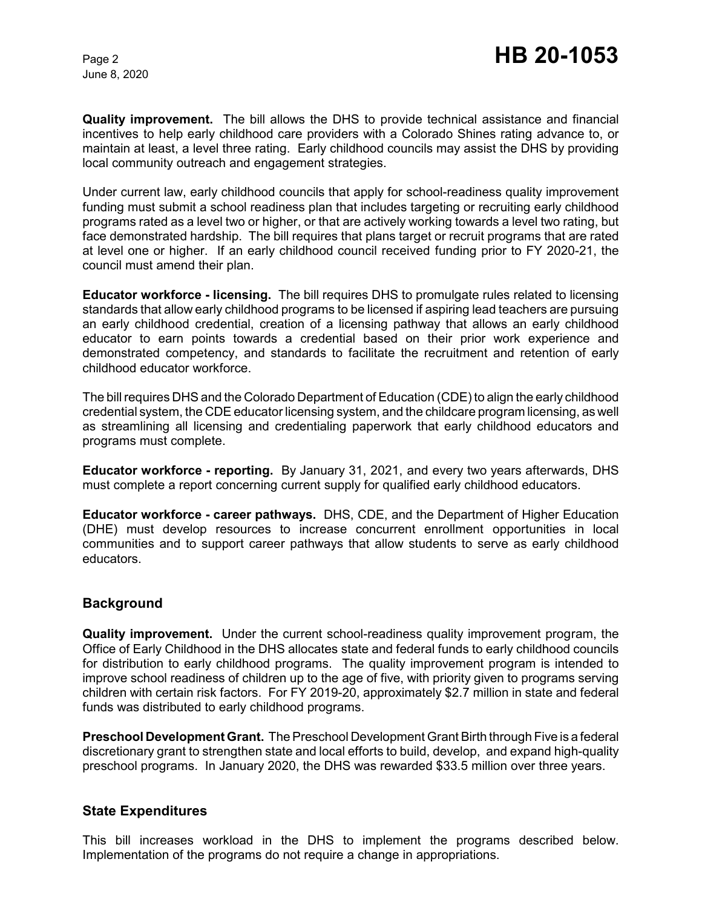**Quality improvement.** The bill allows the DHS to provide technical assistance and financial incentives to help early childhood care providers with a Colorado Shines rating advance to, or maintain at least, a level three rating. Early childhood councils may assist the DHS by providing local community outreach and engagement strategies.

Under current law, early childhood councils that apply for school-readiness quality improvement funding must submit a school readiness plan that includes targeting or recruiting early childhood programs rated as a level two or higher, or that are actively working towards a level two rating, but face demonstrated hardship. The bill requires that plans target or recruit programs that are rated at level one or higher. If an early childhood council received funding prior to FY 2020-21, the council must amend their plan.

**Educator workforce - licensing.** The bill requires DHS to promulgate rules related to licensing standards that allow early childhood programs to be licensed if aspiring lead teachers are pursuing an early childhood credential, creation of a licensing pathway that allows an early childhood educator to earn points towards a credential based on their prior work experience and demonstrated competency, and standards to facilitate the recruitment and retention of early childhood educator workforce.

The bill requires DHS and the Colorado Department of Education (CDE) to align the early childhood credential system, the CDE educator licensing system, and the childcare program licensing, as well as streamlining all licensing and credentialing paperwork that early childhood educators and programs must complete.

**Educator workforce - reporting.** By January 31, 2021, and every two years afterwards, DHS must complete a report concerning current supply for qualified early childhood educators.

**Educator workforce - career pathways.** DHS, CDE, and the Department of Higher Education (DHE) must develop resources to increase concurrent enrollment opportunities in local communities and to support career pathways that allow students to serve as early childhood educators.

## Background

**Quality improvement.** Under the current school-readiness quality improvement program, the Office of Early Childhood in the DHS allocates state and federal funds to early childhood councils for distribution to early childhood programs. The quality improvement program is intended to improve school readiness of children up to the age of five, with priority given to programs serving children with certain risk factors. For FY 2019-20, approximately $2.7 million in state and federal funds was distributed to early childhood programs.

**Preschool Development Grant.** The Preschool Development Grant Birth through Five is a federal discretionary grant to strengthen state and local efforts to build, develop, and expand high-quality preschool programs. In January 2020, the DHS was rewarded $33.5 million over three years.

## State Expenditures

This bill increases workload in the DHS to implement the programs described below. Implementation of the programs do not require a change in appropriations.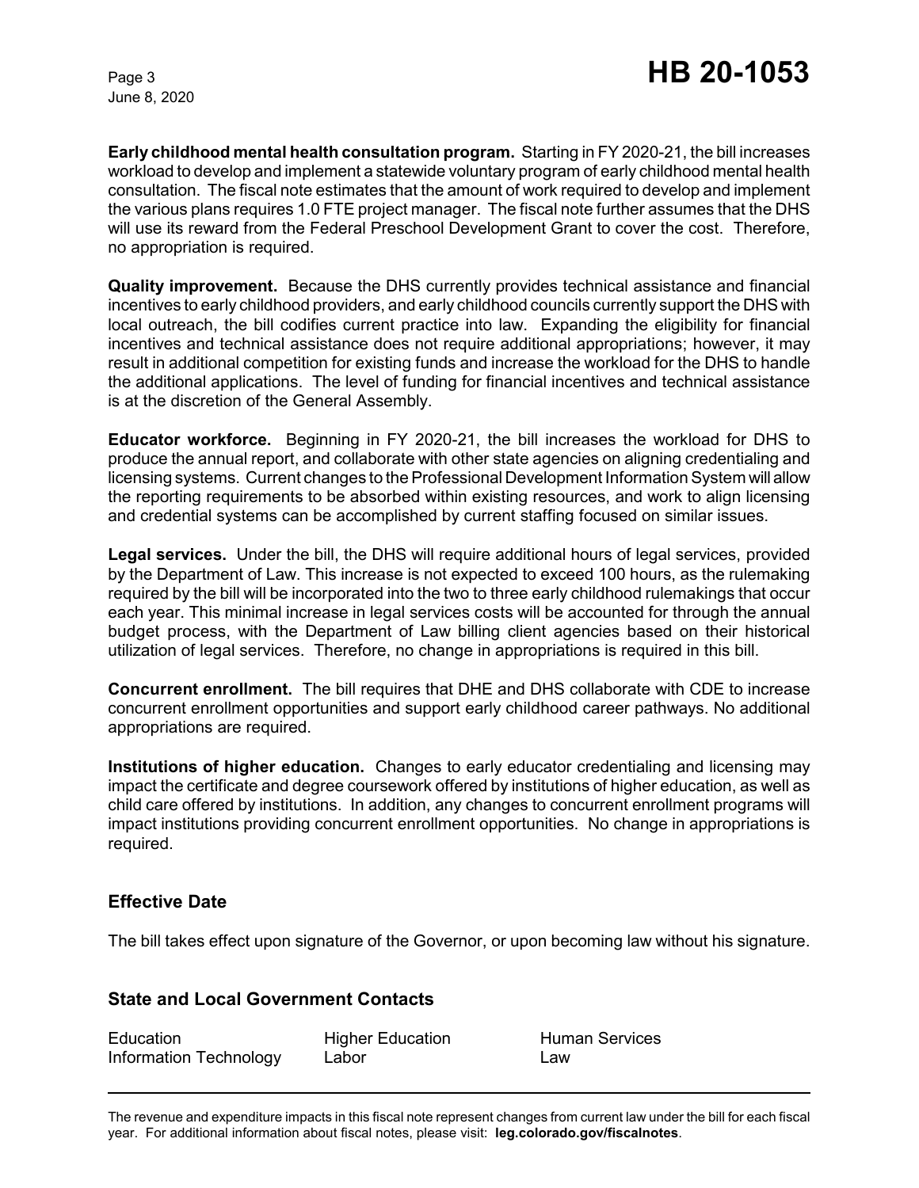**Early childhood mental health consultation program.** Starting in FY 2020-21, the bill increases workload to develop and implement a statewide voluntary program of early childhood mental health consultation. The fiscal note estimates that the amount of work required to develop and implement the various plans requires 1.0 FTE project manager. The fiscal note further assumes that the DHS will use its reward from the Federal Preschool Development Grant to cover the cost. Therefore, no appropriation is required.

**Quality improvement.** Because the DHS currently provides technical assistance and financial incentives to early childhood providers, and early childhood councils currently support the DHS with local outreach, the bill codifies current practice into law. Expanding the eligibility for financial incentives and technical assistance does not require additional appropriations; however, it may result in additional competition for existing funds and increase the workload for the DHS to handle the additional applications. The level of funding for financial incentives and technical assistance is at the discretion of the General Assembly.

**Educator workforce.** Beginning in FY 2020-21, the bill increases the workload for DHS to produce the annual report, and collaborate with other state agencies on aligning credentialing and licensing systems. Current changes to the Professional Development Information System will allow the reporting requirements to be absorbed within existing resources, and work to align licensing and credential systems can be accomplished by current staffing focused on similar issues.

**Legal services.** Under the bill, the DHS will require additional hours of legal services, provided by the Department of Law. This increase is not expected to exceed 100 hours, as the rulemaking required by the bill will be incorporated into the two to three early childhood rulemakings that occur each year. This minimal increase in legal services costs will be accounted for through the annual budget process, with the Department of Law billing client agencies based on their historical utilization of legal services. Therefore, no change in appropriations is required in this bill.

**Concurrent enrollment.** The bill requires that DHE and DHS collaborate with CDE to increase concurrent enrollment opportunities and support early childhood career pathways. No additional appropriations are required.

**Institutions of higher education.** Changes to early educator credentialing and licensing may impact the certificate and degree coursework offered by institutions of higher education, as well as child care offered by institutions. In addition, any changes to concurrent enrollment programs will impact institutions providing concurrent enrollment opportunities. No change in appropriations is required.

## Effective Date

The bill takes effect upon signature of the Governor, or upon becoming law without his signature.

## State and Local Government Contacts

| | | |
|---|---|---|
| Education | Higher Education | Human Services |
| Information Technology | Labor | Law |

The revenue and expenditure impacts in this fiscal note represent changes from current law under the bill for each fiscal year. For additional information about fiscal notes, please visit: **leg.colorado.gov/fiscalnotes**.